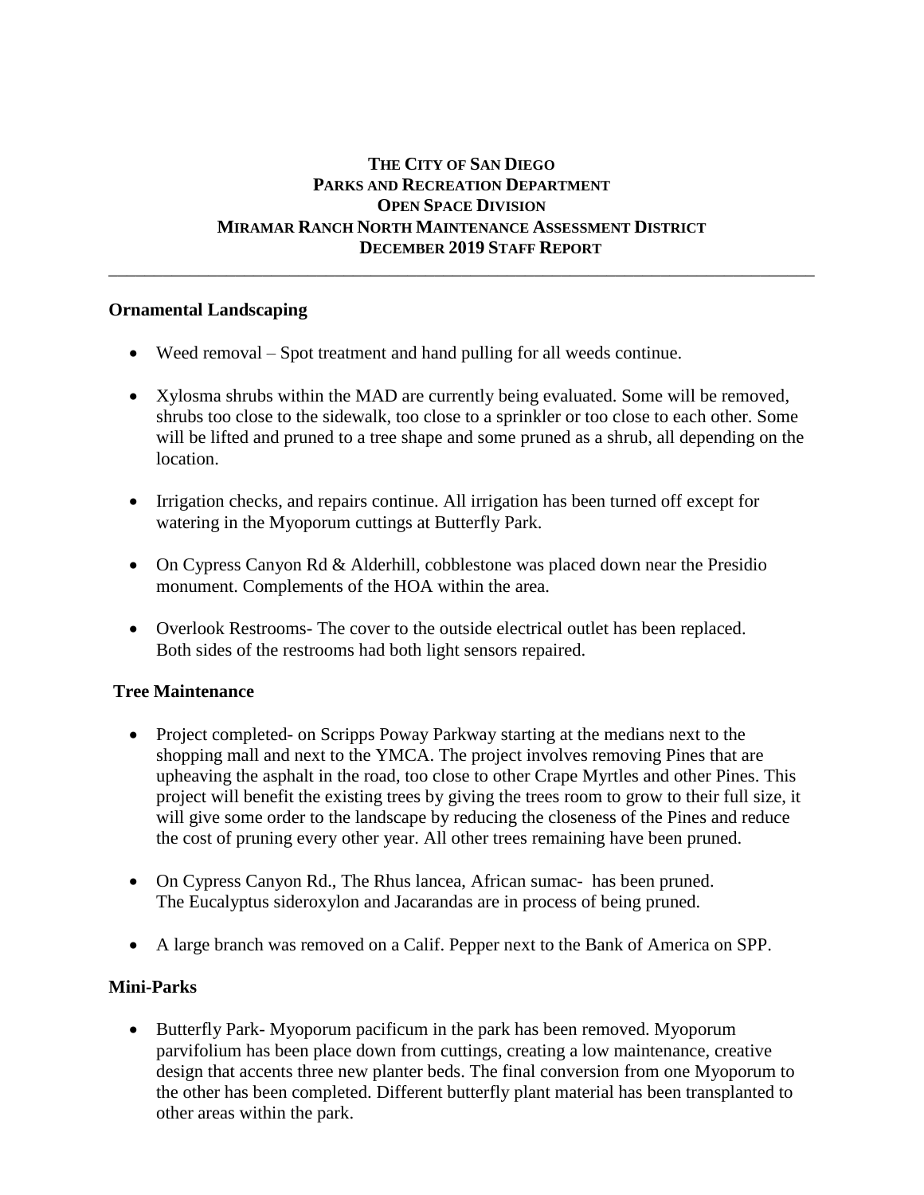# THE CITY OF SAN DIEGO
# PARKS AND RECREATION DEPARTMENT
# OPEN SPACE DIVISION
# MIRAMAR RANCH NORTH MAINTENANCE ASSESSMENT DISTRICT
# DECEMBER 2019 STAFF REPORT

---

## Ornamental Landscaping

- Weed removal – Spot treatment and hand pulling for all weeds continue.
- Xylosma shrubs within the MAD are currently being evaluated. Some will be removed, shrubs too close to the sidewalk, too close to a sprinkler or too close to each other. Some will be lifted and pruned to a tree shape and some pruned as a shrub, all depending on the location.
- Irrigation checks, and repairs continue. All irrigation has been turned off except for watering in the Myoporum cuttings at Butterfly Park.
- On Cypress Canyon Rd & Alderhill, cobblestone was placed down near the Presidio monument. Complements of the HOA within the area.
- Overlook Restrooms- The cover to the outside electrical outlet has been replaced. Both sides of the restrooms had both light sensors repaired.

## Tree Maintenance

- Project completed- on Scripps Poway Parkway starting at the medians next to the shopping mall and next to the YMCA. The project involves removing Pines that are upheaving the asphalt in the road, too close to other Crape Myrtles and other Pines. This project will benefit the existing trees by giving the trees room to grow to their full size, it will give some order to the landscape by reducing the closeness of the Pines and reduce the cost of pruning every other year. All other trees remaining have been pruned.
- On Cypress Canyon Rd., The Rhus lancea, African sumac- has been pruned. The Eucalyptus sideroxylon and Jacarandas are in process of being pruned.
- A large branch was removed on a Calif. Pepper next to the Bank of America on SPP.

## Mini-Parks

- Butterfly Park- Myoporum pacificum in the park has been removed. Myoporum parvifolium has been place down from cuttings, creating a low maintenance, creative design that accents three new planter beds. The final conversion from one Myoporum to the other has been completed. Different butterfly plant material has been transplanted to other areas within the park.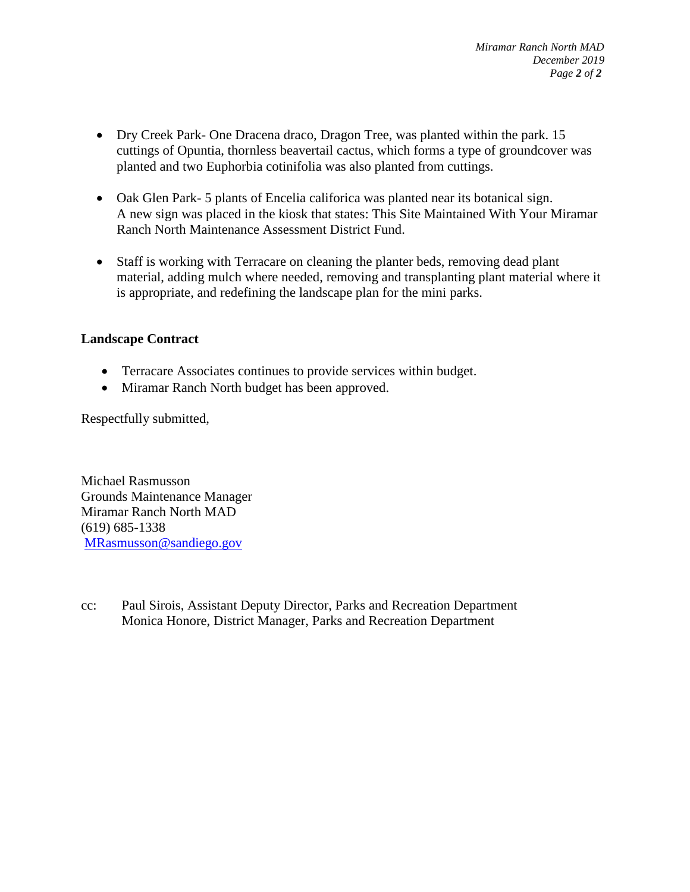- Dry Creek Park- One Dracena draco, Dragon Tree, was planted within the park. 15 cuttings of Opuntia, thornless beavertail cactus, which forms a type of groundcover was planted and two Euphorbia cotinifolia was also planted from cuttings.

- Oak Glen Park- 5 plants of Encelia califorica was planted near its botanical sign. A new sign was placed in the kiosk that states: This Site Maintained With Your Miramar Ranch North Maintenance Assessment District Fund.

- Staff is working with Terracare on cleaning the planter beds, removing dead plant material, adding mulch where needed, removing and transplanting plant material where it is appropriate, and redefining the landscape plan for the mini parks.

**Landscape Contract**

- Terracare Associates continues to provide services within budget.
- Miramar Ranch North budget has been approved.

Respectfully submitted,

Michael Rasmusson
Grounds Maintenance Manager
Miramar Ranch North MAD
(619) 685-1338
MRasmusson@sandiego.gov

cc: Paul Sirois, Assistant Deputy Director, Parks and Recreation Department
Monica Honore, District Manager, Parks and Recreation Department